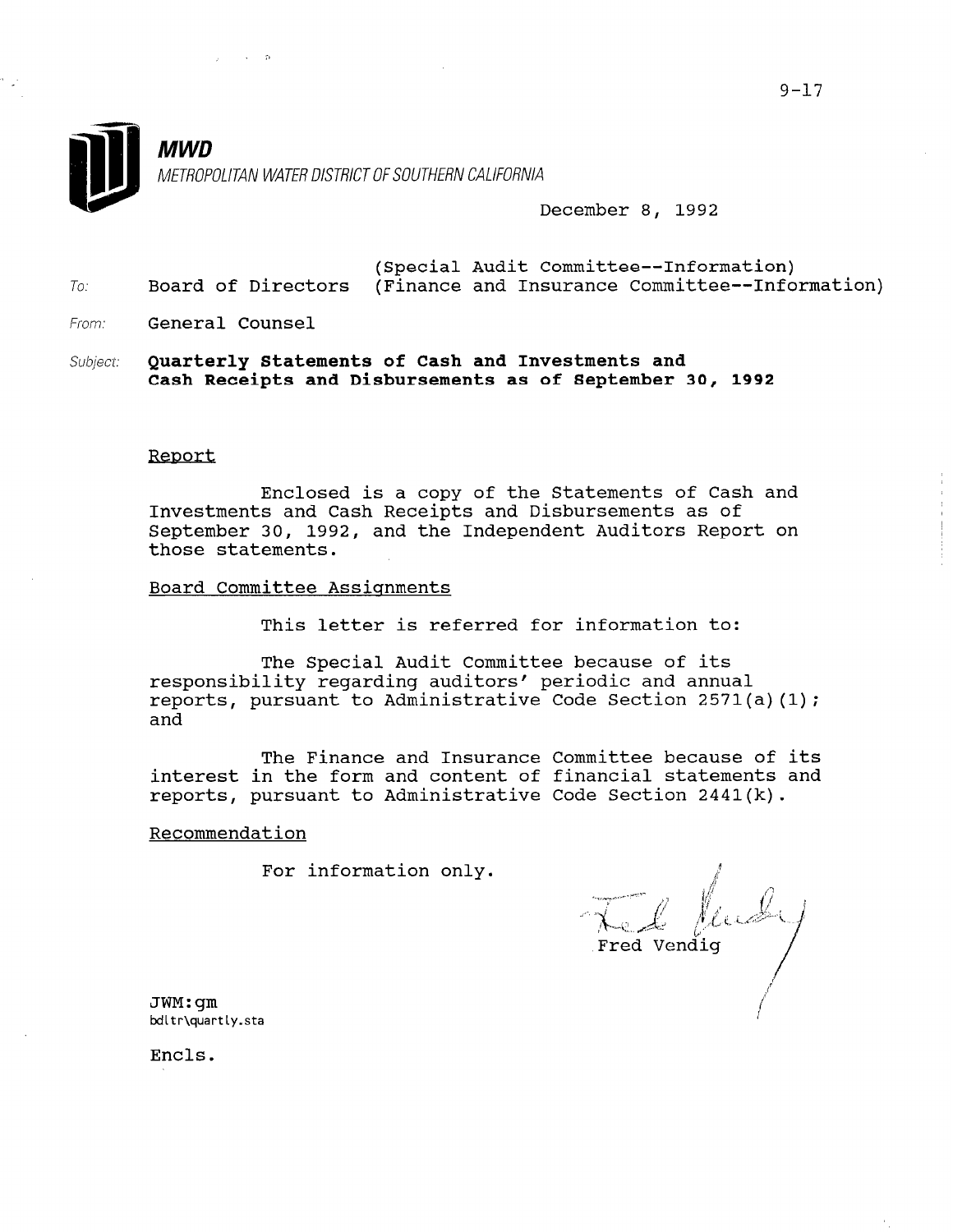9-17

**MWD**

*METROPOLITAN WATER DISTRICT OF SOUTHERN CALIFORNIA*

December 8, 1992

To: Board of Directors (Special Audit Committee--Information) (Finance and Insurance Committee--Information)

From: General Counsel

Subject: **Quarterly Statements of Cash and Investments and Cash Receipts and Disbursements as of September 30, 1992**

## Report

Enclosed is a copy of the Statements of Cash and Investments and Cash Receipts and Disbursements as of September 30, 1992, and the Independent Auditors Report on those statements.

## Board Committee Assignments

This letter is referred for information to:

The Special Audit Committee because of its responsibility regarding auditors' periodic and annual reports, pursuant to Administrative Code Section 2571(a)(1); and

The Finance and Insurance Committee because of its interest in the form and content of financial statements and reports, pursuant to Administrative Code Section 2441(k).

## Recommendation

For information only.

Fred Vendig

JWM:gm
bdltr\quartly.sta

Encls.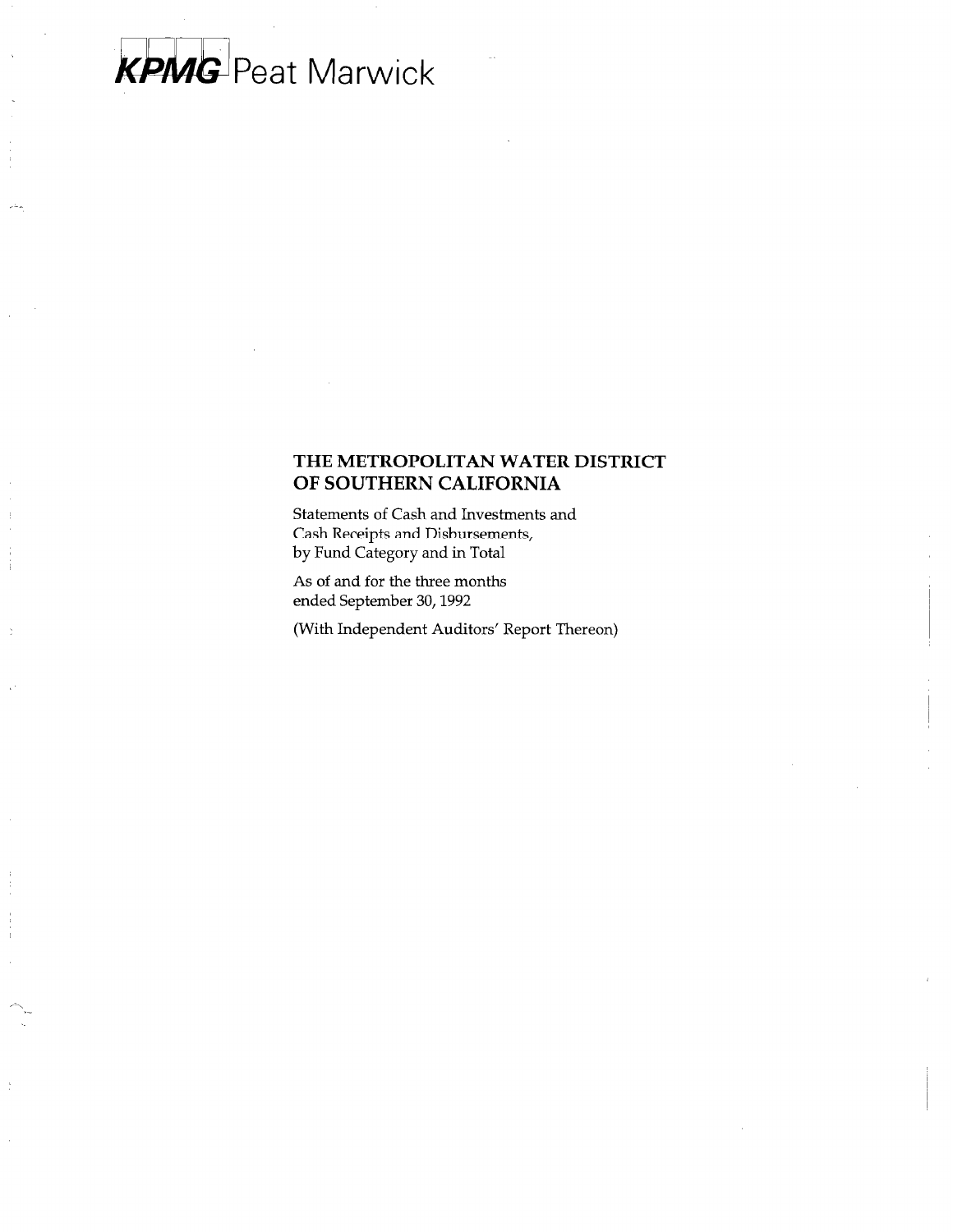KPMG Peat Marwick

# THE METROPOLITAN WATER DISTRICT OF SOUTHERN CALIFORNIA

Statements of Cash and Investments and
Cash Receipts and Disbursements,
by Fund Category and in Total

As of and for the three months
ended September 30, 1992

(With Independent Auditors' Report Thereon)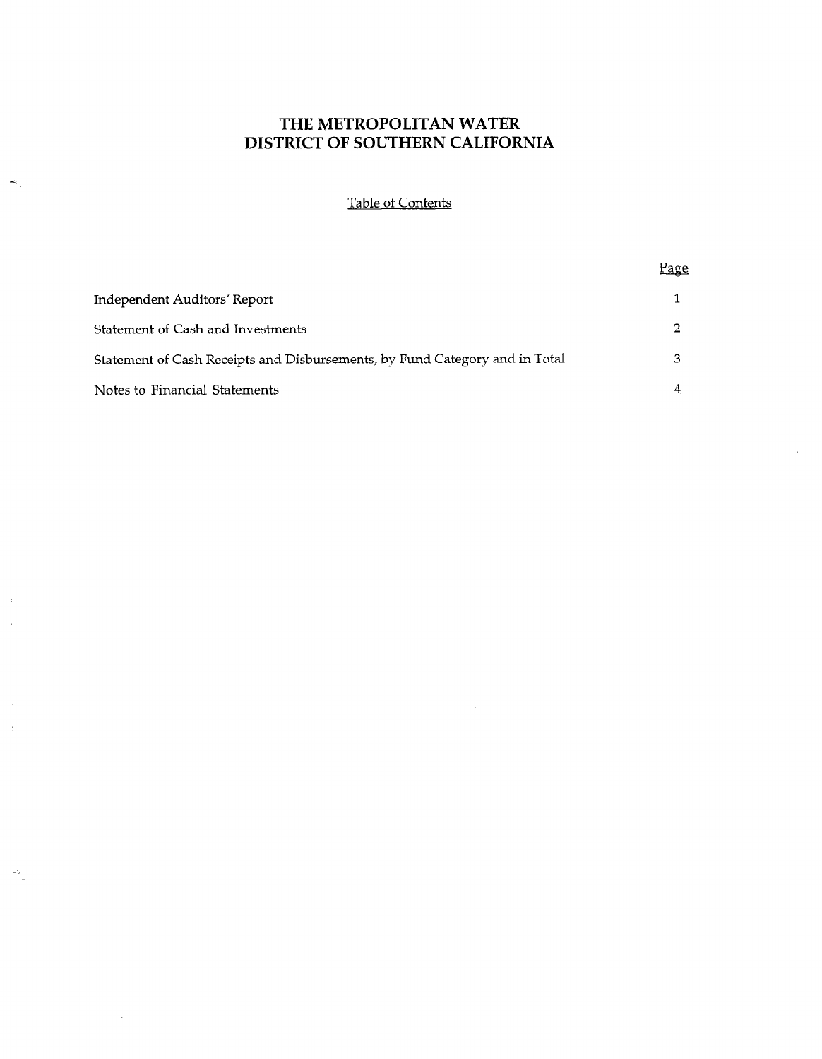# THE METROPOLITAN WATER DISTRICT OF SOUTHERN CALIFORNIA

## Table of Contents

| | Page |
|---|---|
| Independent Auditors' Report | 1 |
| Statement of Cash and Investments | 2 |
| Statement of Cash Receipts and Disbursements, by Fund Category and in Total | 3 |
| Notes to Financial Statements | 4 |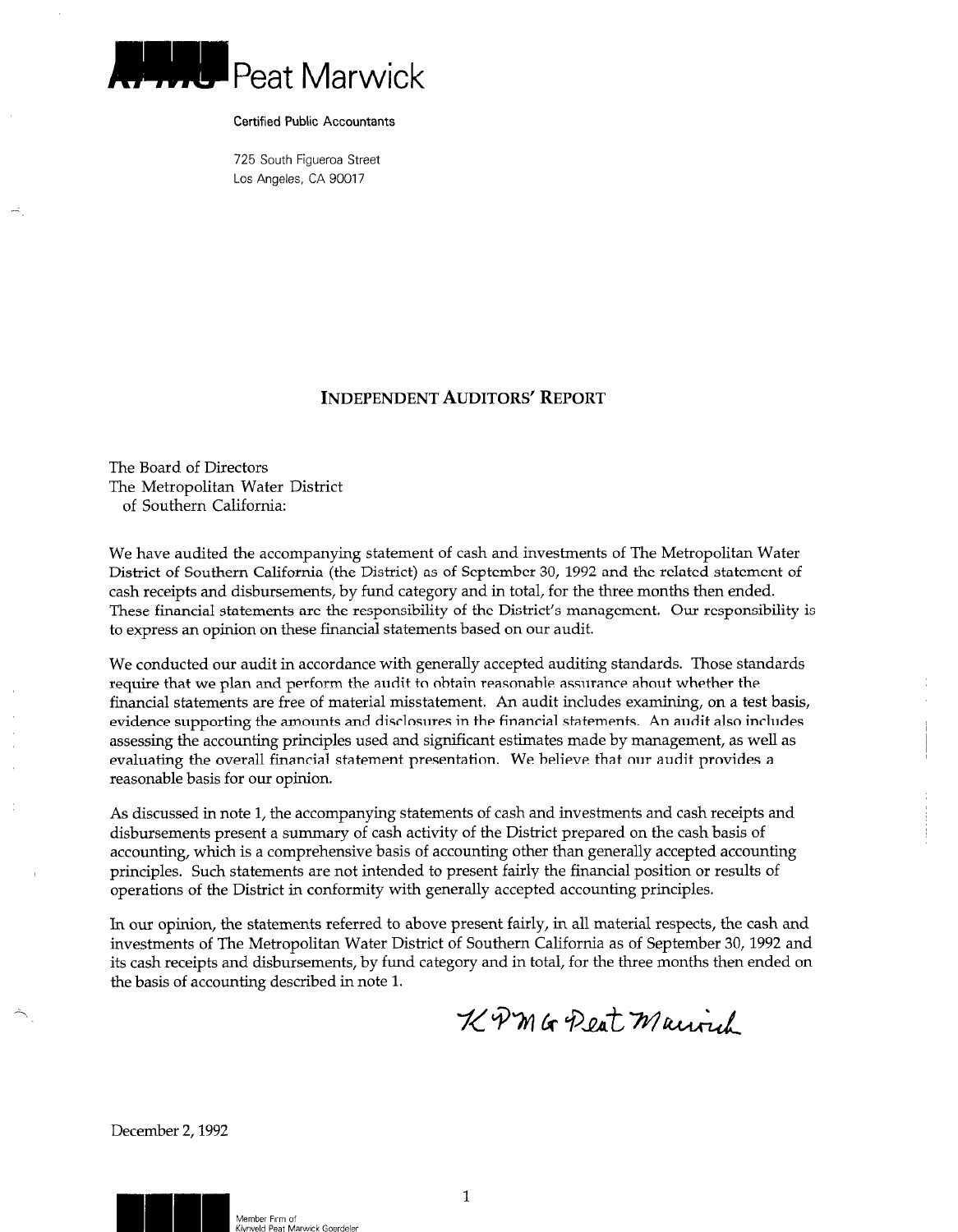KPMG Peat Marwick

Certified Public Accountants

725 South Figueroa Street
Los Angeles, CA 90017

## INDEPENDENT AUDITORS' REPORT

The Board of Directors
The Metropolitan Water District
of Southern California:

We have audited the accompanying statement of cash and investments of The Metropolitan Water District of Southern California (the District) as of September 30, 1992 and the related statement of cash receipts and disbursements, by fund category and in total, for the three months then ended. These financial statements are the responsibility of the District's management. Our responsibility is to express an opinion on these financial statements based on our audit.

We conducted our audit in accordance with generally accepted auditing standards. Those standards require that we plan and perform the audit to obtain reasonable assurance about whether the financial statements are free of material misstatement. An audit includes examining, on a test basis, evidence supporting the amounts and disclosures in the financial statements. An audit also includes assessing the accounting principles used and significant estimates made by management, as well as evaluating the overall financial statement presentation. We believe that our audit provides a reasonable basis for our opinion.

As discussed in note 1, the accompanying statements of cash and investments and cash receipts and disbursements present a summary of cash activity of the District prepared on the cash basis of accounting, which is a comprehensive basis of accounting other than generally accepted accounting principles. Such statements are not intended to present fairly the financial position or results of operations of the District in conformity with generally accepted accounting principles.

In our opinion, the statements referred to above present fairly, in all material respects, the cash and investments of The Metropolitan Water District of Southern California as of September 30, 1992 and its cash receipts and disbursements, by fund category and in total, for the three months then ended on the basis of accounting described in note 1.

KPMG Peat Marwick

December 2, 1992

Member Firm of
Klynveld Peat Marwick Goerdeler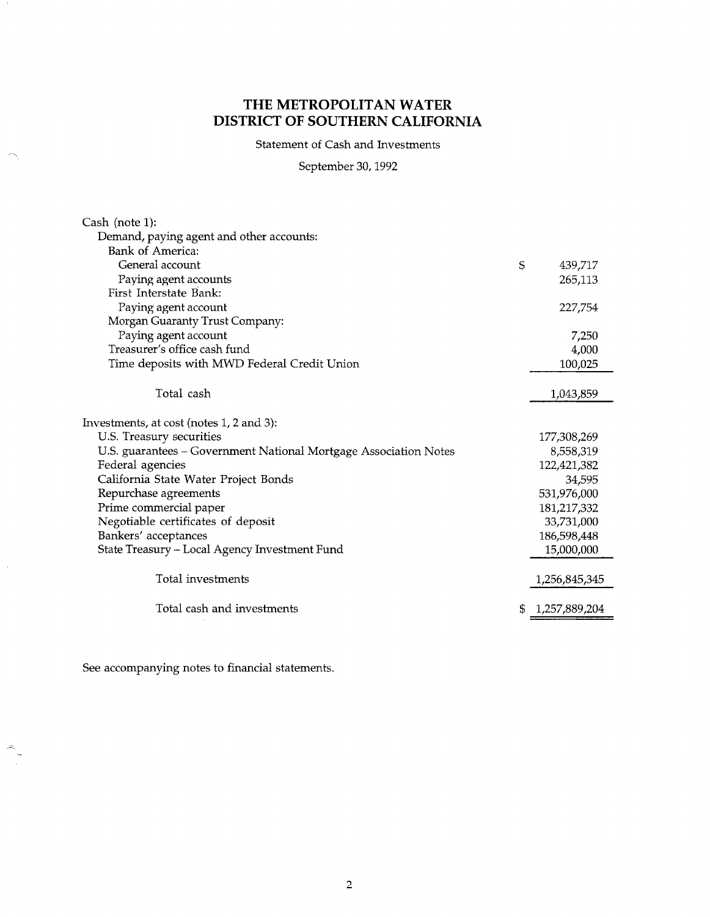# THE METROPOLITAN WATER DISTRICT OF SOUTHERN CALIFORNIA

Statement of Cash and Investments

September 30, 1992

| | |
|---|---|
| Cash (note 1): | |
| Demand, paying agent and other accounts: | |
| Bank of America: | |
| General account | $ 439,717 |
| Paying agent accounts | 265,113 |
| First Interstate Bank: | |
| Paying agent account | 227,754 |
| Morgan Guaranty Trust Company: | |
| Paying agent account | 7,250 |
| Treasurer's office cash fund | 4,000 |
| Time deposits with MWD Federal Credit Union | 100,025 |
| Total cash | 1,043,859 |
| Investments, at cost (notes 1, 2 and 3): | |
| U.S. Treasury securities | 177,308,269 |
| U.S. guarantees – Government National Mortgage Association Notes | 8,558,319 |
| Federal agencies | 122,421,382 |
| California State Water Project Bonds | 34,595 |
| Repurchase agreements | 531,976,000 |
| Prime commercial paper | 181,217,332 |
| Negotiable certificates of deposit | 33,731,000 |
| Bankers' acceptances | 186,598,448 |
| State Treasury – Local Agency Investment Fund | 15,000,000 |
| Total investments | 1,256,845,345 |
| Total cash and investments | $ 1,257,889,204 |

See accompanying notes to financial statements.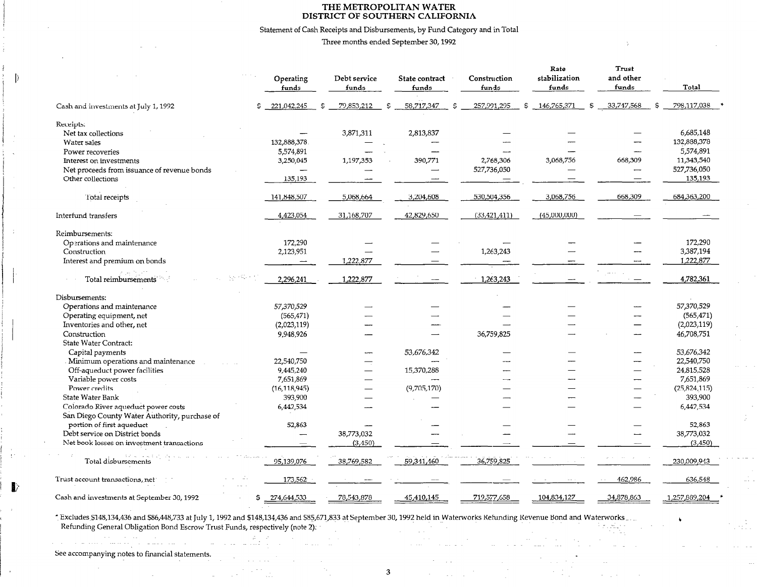# THE METROPOLITAN WATER DISTRICT OF SOUTHERN CALIFORNIA

Statement of Cash Receipts and Disbursements, by Fund Category and in Total

Three months ended September 30, 1992

| | Operating funds | Debt service funds | State contract funds | Construction funds | Rate stabilization funds | Trust and other funds | Total |
|---|---|---|---|---|---|---|---|
| Cash and investments at July 1, 1992 | $ 221,042,245 | $ 79,853,212 | $ 58,717,347 | $ 257,991,295 | $ 146,765,371 | $ 33,747,568 | $ 798,117,038 * |
| Receipts: | | | | | | | |
| Net tax collections | — | 3,871,311 | 2,813,837 | — | — | — | 6,685,148 |
| Water sales | 132,888,378 | — | — | — | — | — | 132,888,378 |
| Power recoveries | 5,574,891 | — | — | — | — | — | 5,574,891 |
| Interest on investments | 3,250,045 | 1,197,353 | 390,771 | 2,768,306 | 3,068,756 | 668,309 | 11,343,540 |
| Net proceeds from issuance of revenue bonds | — | — | — | 527,736,050 | — | — | 527,736,050 |
| Other collections | 135,193 | — | — | — | — | — | 135,193 |
| Total receipts | 141,848,507 | 5,068,664 | 3,204,608 | 530,504,356 | 3,068,756 | 668,309 | 684,363,200 |
| Interfund transfers | 4,423,054 | 31,168,707 | 42,829,650 | (33,421,411) | (45,000,000) | — | — |
| Reimbursements: | | | | | | | |
| Operations and maintenance | 172,290 | — | — | — | — | — | 172,290 |
| Construction | 2,123,951 | — | — | 1,263,243 | — | — | 3,387,194 |
| Interest and premium on bonds | — | 1,222,877 | — | — | — | — | 1,222,877 |
| Total reimbursements | 2,296,241 | 1,222,877 | — | 1,263,243 | — | — | 4,782,361 |
| Disbursements: | | | | | | | |
| Operations and maintenance | 57,370,529 | — | — | — | — | — | 57,370,529 |
| Operating equipment, net | (565,471) | — | — | — | — | — | (565,471) |
| Inventories and other, net | (2,023,119) | — | — | — | — | — | (2,023,119) |
| Construction | 9,948,926 | — | — | 36,759,825 | — | — | 46,708,751 |
| State Water Contract: | | | | | | | |
| Capital payments | — | — | 53,676,342 | — | — | — | 53,676,342 |
| Minimum operations and maintenance | 22,540,750 | — | — | — | — | — | 22,540,750 |
| Off-aqueduct power facilities | 9,445,240 | — | 15,370,288 | — | — | — | 24,815,528 |
| Variable power costs | 7,651,869 | — | — | — | — | — | 7,651,869 |
| Power credits | (16,118,945) | — | (9,705,170) | — | — | — | (25,824,115) |
| State Water Bank | 393,900 | — | — | — | — | — | 393,900 |
| Colorado River aqueduct power costs | 6,442,534 | — | — | — | — | — | 6,442,534 |
| San Diego County Water Authority, purchase of portion of first aqueduct | 52,863 | — | — | — | — | — | 52,863 |
| Debt service on District bonds | — | 38,773,032 | — | — | — | — | 38,773,032 |
| Net book losses on investment transactions | — | (3,450) | — | — | — | — | (3,450) |
| Total disbursements | 95,139,076 | 38,769,582 | 59,341,460 | 36,759,825 | | | 230,009,943 |
| Trust account transactions, net | 173,562 | — | — | — | | 462,986 | 636,548 |
| Cash and investments at September 30, 1992 | $ 274,644,533 | 78,543,878 | 45,410,145 | 719,577,658 | 104,834,127 | 34,878,863 | 1,257,889,204 * |

* Excludes $148,134,436 and $86,448,733 at July 1, 1992 and $148,134,436 and $85,671,833 at September 30, 1992 held in Waterworks Refunding Revenue Bond and Waterworks Refunding General Obligation Bond Escrow Trust Funds, respectively (note 2).

See accompanying notes to financial statements.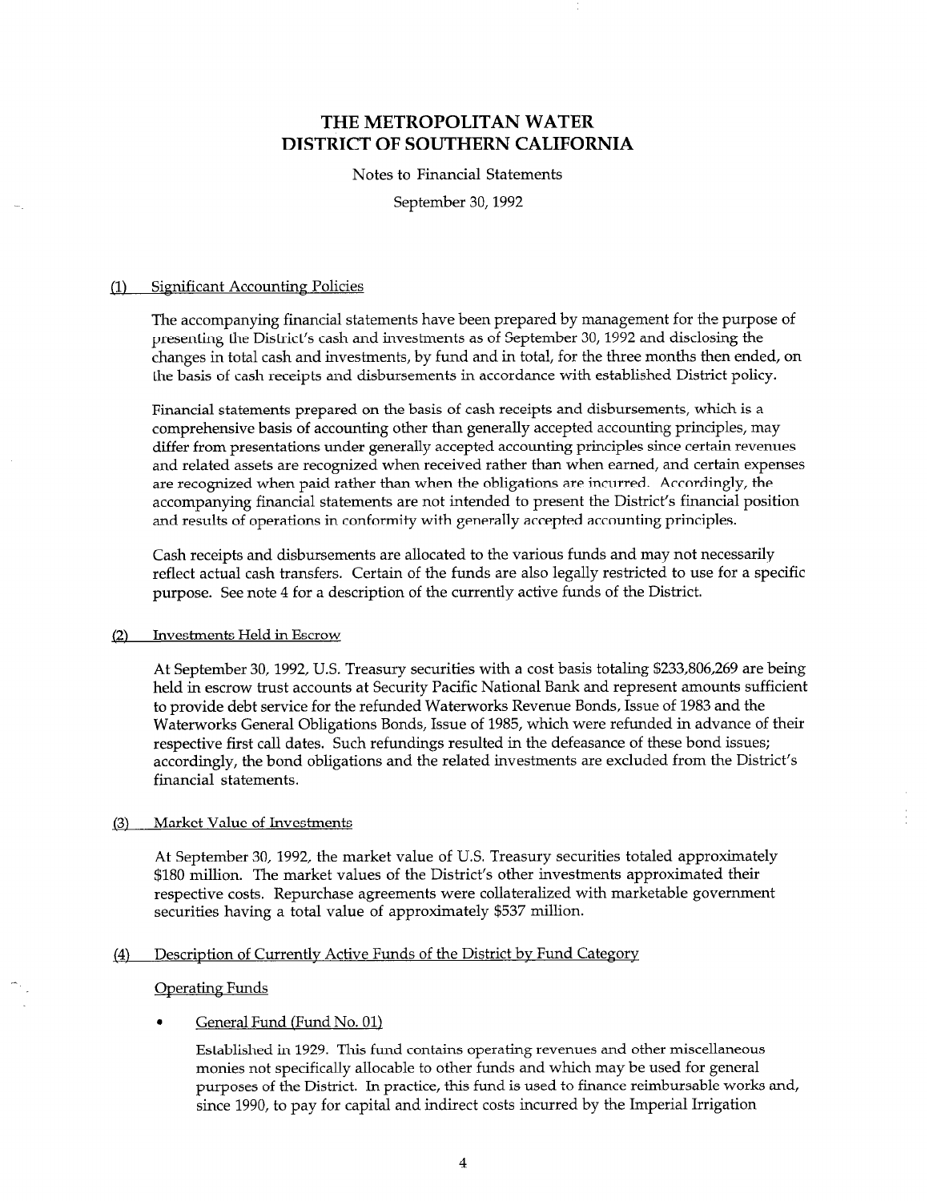# THE METROPOLITAN WATER DISTRICT OF SOUTHERN CALIFORNIA

Notes to Financial Statements

September 30, 1992

## (1) Significant Accounting Policies

The accompanying financial statements have been prepared by management for the purpose of presenting the District's cash and investments as of September 30, 1992 and disclosing the changes in total cash and investments, by fund and in total, for the three months then ended, on the basis of cash receipts and disbursements in accordance with established District policy.

Financial statements prepared on the basis of cash receipts and disbursements, which is a comprehensive basis of accounting other than generally accepted accounting principles, may differ from presentations under generally accepted accounting principles since certain revenues and related assets are recognized when received rather than when earned, and certain expenses are recognized when paid rather than when the obligations are incurred. Accordingly, the accompanying financial statements are not intended to present the District's financial position and results of operations in conformity with generally accepted accounting principles.

Cash receipts and disbursements are allocated to the various funds and may not necessarily reflect actual cash transfers. Certain of the funds are also legally restricted to use for a specific purpose. See note 4 for a description of the currently active funds of the District.

## (2) Investments Held in Escrow

At September 30, 1992, U.S. Treasury securities with a cost basis totaling $233,806,269 are being held in escrow trust accounts at Security Pacific National Bank and represent amounts sufficient to provide debt service for the refunded Waterworks Revenue Bonds, Issue of 1983 and the Waterworks General Obligations Bonds, Issue of 1985, which were refunded in advance of their respective first call dates. Such refundings resulted in the defeasance of these bond issues; accordingly, the bond obligations and the related investments are excluded from the District's financial statements.

## (3) Market Value of Investments

At September 30, 1992, the market value of U.S. Treasury securities totaled approximately $180 million. The market values of the District's other investments approximated their respective costs. Repurchase agreements were collateralized with marketable government securities having a total value of approximately $537 million.

## (4) Description of Currently Active Funds of the District by Fund Category

### Operating Funds

- General Fund (Fund No. 01)

  Established in 1929. This fund contains operating revenues and other miscellaneous monies not specifically allocable to other funds and which may be used for general purposes of the District. In practice, this fund is used to finance reimbursable works and, since 1990, to pay for capital and indirect costs incurred by the Imperial Irrigation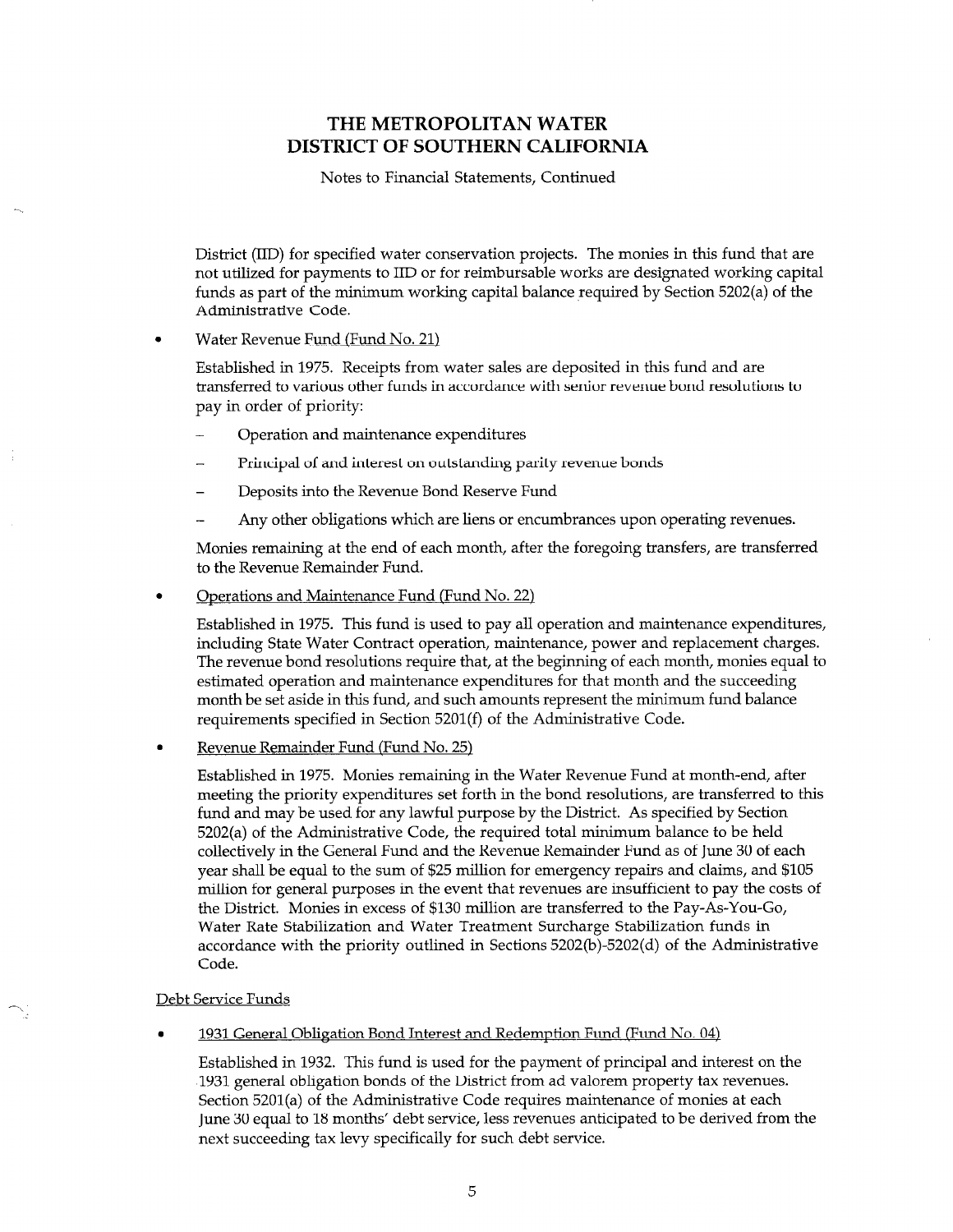District (IID) for specified water conservation projects. The monies in this fund that are not utilized for payments to IID or for reimbursable works are designated working capital funds as part of the minimum working capital balance required by Section 5202(a) of the Administrative Code.

- Water Revenue Fund (Fund No. 21)

  Established in 1975. Receipts from water sales are deposited in this fund and are transferred to various other funds in accordance with senior revenue bond resolutions to pay in order of priority:

  - Operation and maintenance expenditures
  - Principal of and interest on outstanding parity revenue bonds
  - Deposits into the Revenue Bond Reserve Fund
  - Any other obligations which are liens or encumbrances upon operating revenues.

  Monies remaining at the end of each month, after the foregoing transfers, are transferred to the Revenue Remainder Fund.

- Operations and Maintenance Fund (Fund No. 22)

  Established in 1975. This fund is used to pay all operation and maintenance expenditures, including State Water Contract operation, maintenance, power and replacement charges. The revenue bond resolutions require that, at the beginning of each month, monies equal to estimated operation and maintenance expenditures for that month and the succeeding month be set aside in this fund, and such amounts represent the minimum fund balance requirements specified in Section 5201(f) of the Administrative Code.

- Revenue Remainder Fund (Fund No. 25)

  Established in 1975. Monies remaining in the Water Revenue Fund at month-end, after meeting the priority expenditures set forth in the bond resolutions, are transferred to this fund and may be used for any lawful purpose by the District. As specified by Section 5202(a) of the Administrative Code, the required total minimum balance to be held collectively in the General Fund and the Revenue Remainder Fund as of June 30 of each year shall be equal to the sum of $25 million for emergency repairs and claims, and $105 million for general purposes in the event that revenues are insufficient to pay the costs of the District. Monies in excess of $130 million are transferred to the Pay-As-You-Go, Water Rate Stabilization and Water Treatment Surcharge Stabilization funds in accordance with the priority outlined in Sections 5202(b)-5202(d) of the Administrative Code.

Debt Service Funds

- 1931 General Obligation Bond Interest and Redemption Fund (Fund No. 04)

  Established in 1932. This fund is used for the payment of principal and interest on the 1931 general obligation bonds of the District from ad valorem property tax revenues. Section 5201(a) of the Administrative Code requires maintenance of monies at each June 30 equal to 18 months' debt service, less revenues anticipated to be derived from the next succeeding tax levy specifically for such debt service.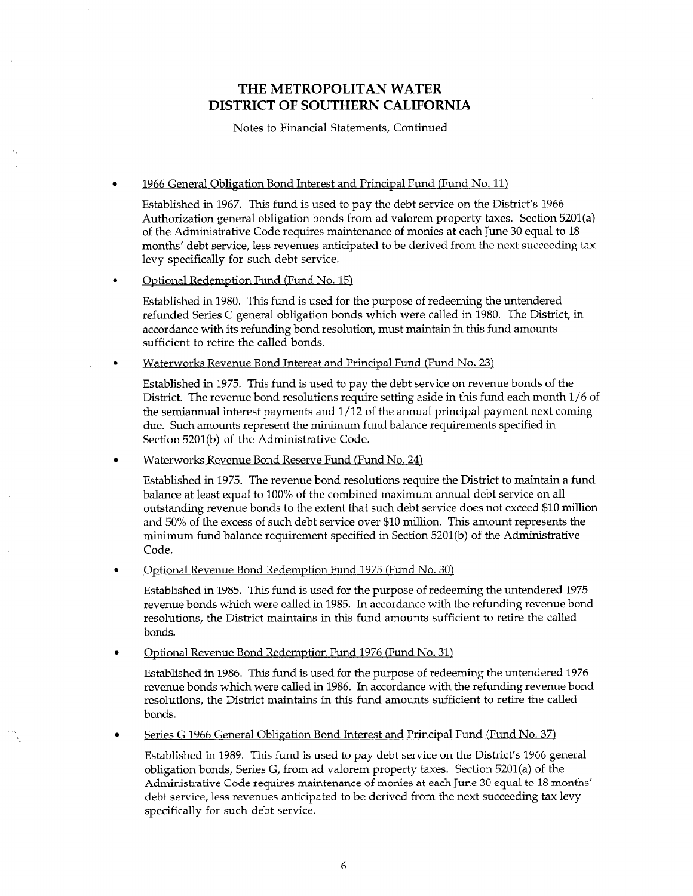# THE METROPOLITAN WATER DISTRICT OF SOUTHERN CALIFORNIA

Notes to Financial Statements, Continued

- 1966 General Obligation Bond Interest and Principal Fund (Fund No. 11)

  Established in 1967. This fund is used to pay the debt service on the District's 1966 Authorization general obligation bonds from ad valorem property taxes. Section 5201(a) of the Administrative Code requires maintenance of monies at each June 30 equal to 18 months' debt service, less revenues anticipated to be derived from the next succeeding tax levy specifically for such debt service.

- Optional Redemption Fund (Fund No. 15)

  Established in 1980. This fund is used for the purpose of redeeming the untendered refunded Series C general obligation bonds which were called in 1980. The District, in accordance with its refunding bond resolution, must maintain in this fund amounts sufficient to retire the called bonds.

- Waterworks Revenue Bond Interest and Principal Fund (Fund No. 23)

  Established in 1975. This fund is used to pay the debt service on revenue bonds of the District. The revenue bond resolutions require setting aside in this fund each month 1/6 of the semiannual interest payments and 1/12 of the annual principal payment next coming due. Such amounts represent the minimum fund balance requirements specified in Section 5201(b) of the Administrative Code.

- Waterworks Revenue Bond Reserve Fund (Fund No. 24)

  Established in 1975. The revenue bond resolutions require the District to maintain a fund balance at least equal to 100% of the combined maximum annual debt service on all outstanding revenue bonds to the extent that such debt service does not exceed $10 million and 50% of the excess of such debt service over $10 million. This amount represents the minimum fund balance requirement specified in Section 5201(b) of the Administrative Code.

- Optional Revenue Bond Redemption Fund 1975 (Fund No. 30)

  Established in 1985. This fund is used for the purpose of redeeming the untendered 1975 revenue bonds which were called in 1985. In accordance with the refunding revenue bond resolutions, the District maintains in this fund amounts sufficient to retire the called bonds.

- Optional Revenue Bond Redemption Fund 1976 (Fund No. 31)

  Established in 1986. This fund is used for the purpose of redeeming the untendered 1976 revenue bonds which were called in 1986. In accordance with the refunding revenue bond resolutions, the District maintains in this fund amounts sufficient to retire the called bonds.

- Series G 1966 General Obligation Bond Interest and Principal Fund (Fund No. 37)

  Established in 1989. This fund is used to pay debt service on the District's 1966 general obligation bonds, Series G, from ad valorem property taxes. Section 5201(a) of the Administrative Code requires maintenance of monies at each June 30 equal to 18 months' debt service, less revenues anticipated to be derived from the next succeeding tax levy specifically for such debt service.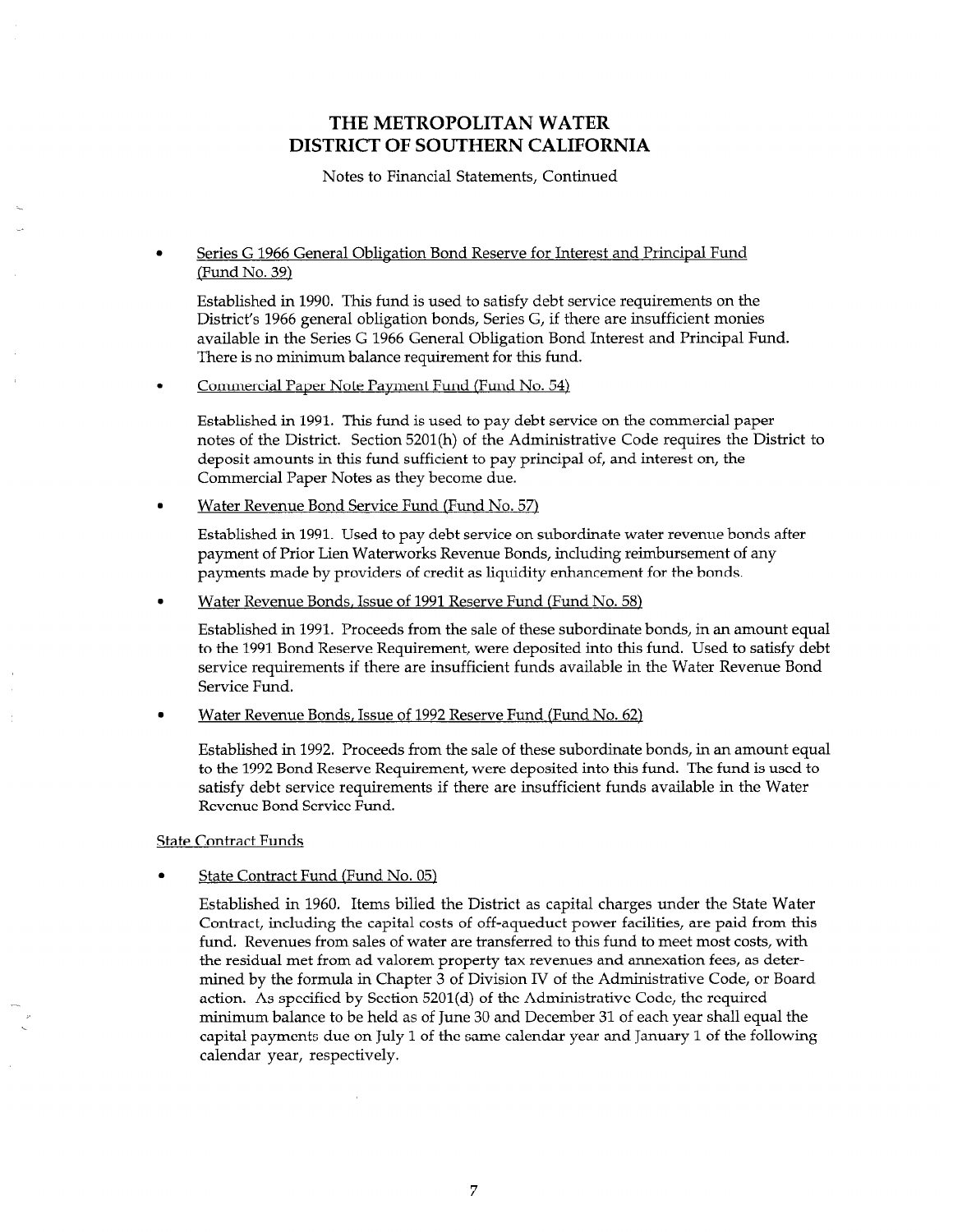# THE METROPOLITAN WATER DISTRICT OF SOUTHERN CALIFORNIA

Notes to Financial Statements, Continued

- Series G 1966 General Obligation Bond Reserve for Interest and Principal Fund (Fund No. 39)

  Established in 1990. This fund is used to satisfy debt service requirements on the District's 1966 general obligation bonds, Series G, if there are insufficient monies available in the Series G 1966 General Obligation Bond Interest and Principal Fund. There is no minimum balance requirement for this fund.

- Commercial Paper Note Payment Fund (Fund No. 54)

  Established in 1991. This fund is used to pay debt service on the commercial paper notes of the District. Section 5201(h) of the Administrative Code requires the District to deposit amounts in this fund sufficient to pay principal of, and interest on, the Commercial Paper Notes as they become due.

- Water Revenue Bond Service Fund (Fund No. 57)

  Established in 1991. Used to pay debt service on subordinate water revenue bonds after payment of Prior Lien Waterworks Revenue Bonds, including reimbursement of any payments made by providers of credit as liquidity enhancement for the bonds.

- Water Revenue Bonds, Issue of 1991 Reserve Fund (Fund No. 58)

  Established in 1991. Proceeds from the sale of these subordinate bonds, in an amount equal to the 1991 Bond Reserve Requirement, were deposited into this fund. Used to satisfy debt service requirements if there are insufficient funds available in the Water Revenue Bond Service Fund.

- Water Revenue Bonds, Issue of 1992 Reserve Fund (Fund No. 62)

  Established in 1992. Proceeds from the sale of these subordinate bonds, in an amount equal to the 1992 Bond Reserve Requirement, were deposited into this fund. The fund is used to satisfy debt service requirements if there are insufficient funds available in the Water Revenue Bond Service Fund.

State Contract Funds

- State Contract Fund (Fund No. 05)

  Established in 1960. Items billed the District as capital charges under the State Water Contract, including the capital costs of off-aqueduct power facilities, are paid from this fund. Revenues from sales of water are transferred to this fund to meet most costs, with the residual met from ad valorem property tax revenues and annexation fees, as determined by the formula in Chapter 3 of Division IV of the Administrative Code, or Board action. As specified by Section 5201(d) of the Administrative Code, the required minimum balance to be held as of June 30 and December 31 of each year shall equal the capital payments due on July 1 of the same calendar year and January 1 of the following calendar year, respectively.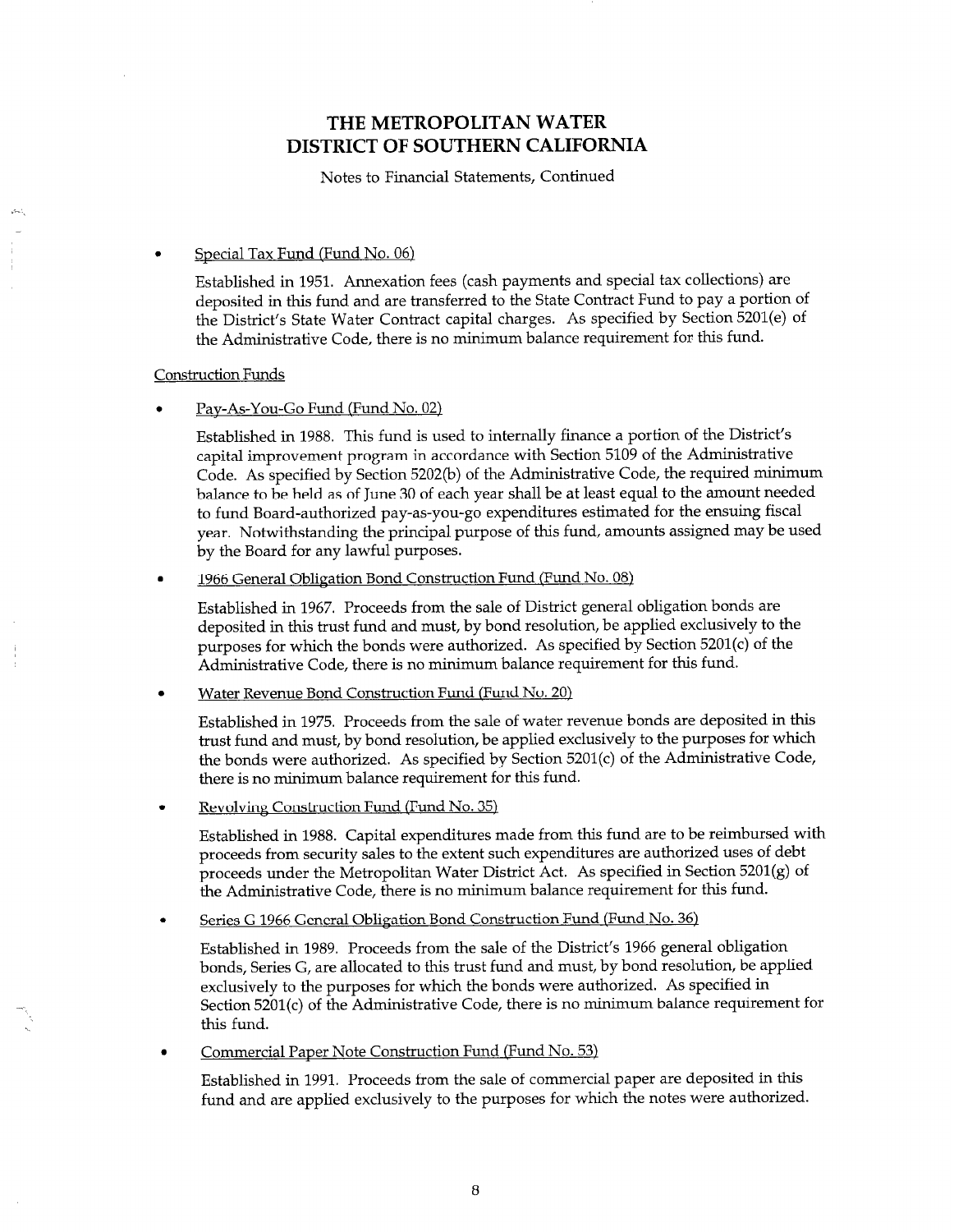# THE METROPOLITAN WATER DISTRICT OF SOUTHERN CALIFORNIA

Notes to Financial Statements, Continued

- Special Tax Fund (Fund No. 06)

  Established in 1951. Annexation fees (cash payments and special tax collections) are deposited in this fund and are transferred to the State Contract Fund to pay a portion of the District's State Water Contract capital charges. As specified by Section 5201(e) of the Administrative Code, there is no minimum balance requirement for this fund.

Construction Funds

- Pay-As-You-Go Fund (Fund No. 02)

  Established in 1988. This fund is used to internally finance a portion of the District's capital improvement program in accordance with Section 5109 of the Administrative Code. As specified by Section 5202(b) of the Administrative Code, the required minimum balance to be held as of June 30 of each year shall be at least equal to the amount needed to fund Board-authorized pay-as-you-go expenditures estimated for the ensuing fiscal year. Notwithstanding the principal purpose of this fund, amounts assigned may be used by the Board for any lawful purposes.

- 1966 General Obligation Bond Construction Fund (Fund No. 08)

  Established in 1967. Proceeds from the sale of District general obligation bonds are deposited in this trust fund and must, by bond resolution, be applied exclusively to the purposes for which the bonds were authorized. As specified by Section 5201(c) of the Administrative Code, there is no minimum balance requirement for this fund.

- Water Revenue Bond Construction Fund (Fund No. 20)

  Established in 1975. Proceeds from the sale of water revenue bonds are deposited in this trust fund and must, by bond resolution, be applied exclusively to the purposes for which the bonds were authorized. As specified by Section 5201(c) of the Administrative Code, there is no minimum balance requirement for this fund.

- Revolving Construction Fund (Fund No. 35)

  Established in 1988. Capital expenditures made from this fund are to be reimbursed with proceeds from security sales to the extent such expenditures are authorized uses of debt proceeds under the Metropolitan Water District Act. As specified in Section 5201(g) of the Administrative Code, there is no minimum balance requirement for this fund.

- Series G 1966 General Obligation Bond Construction Fund (Fund No. 36)

  Established in 1989. Proceeds from the sale of the District's 1966 general obligation bonds, Series G, are allocated to this trust fund and must, by bond resolution, be applied exclusively to the purposes for which the bonds were authorized. As specified in Section 5201(c) of the Administrative Code, there is no minimum balance requirement for this fund.

- Commercial Paper Note Construction Fund (Fund No. 53)

  Established in 1991. Proceeds from the sale of commercial paper are deposited in this fund and are applied exclusively to the purposes for which the notes were authorized.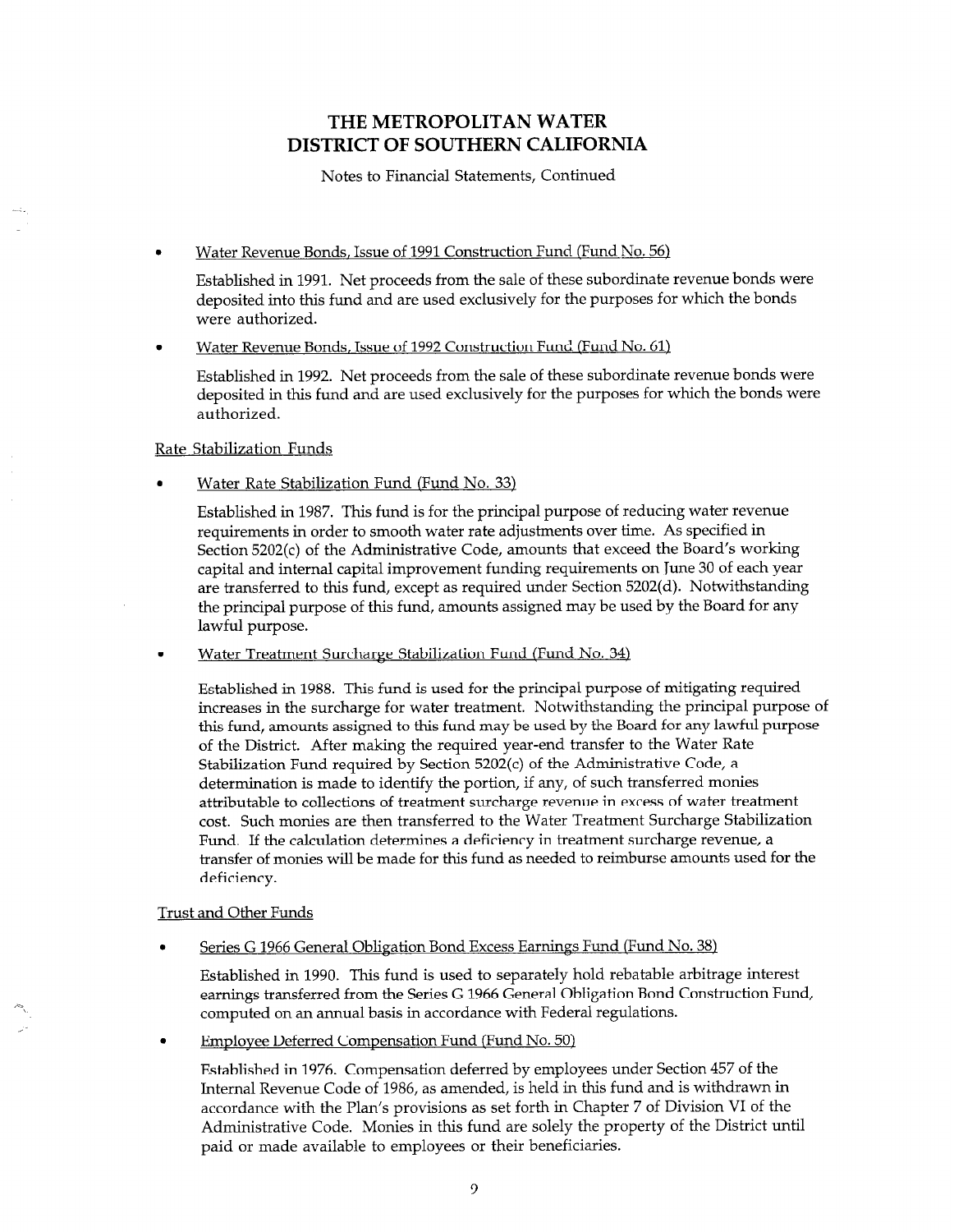# THE METROPOLITAN WATER DISTRICT OF SOUTHERN CALIFORNIA

Notes to Financial Statements, Continued

- Water Revenue Bonds, Issue of 1991 Construction Fund (Fund No. 56)

  Established in 1991. Net proceeds from the sale of these subordinate revenue bonds were deposited into this fund and are used exclusively for the purposes for which the bonds were authorized.

- Water Revenue Bonds, Issue of 1992 Construction Fund (Fund No. 61)

  Established in 1992. Net proceeds from the sale of these subordinate revenue bonds were deposited in this fund and are used exclusively for the purposes for which the bonds were authorized.

Rate Stabilization Funds

- Water Rate Stabilization Fund (Fund No. 33)

  Established in 1987. This fund is for the principal purpose of reducing water revenue requirements in order to smooth water rate adjustments over time. As specified in Section 5202(c) of the Administrative Code, amounts that exceed the Board's working capital and internal capital improvement funding requirements on June 30 of each year are transferred to this fund, except as required under Section 5202(d). Notwithstanding the principal purpose of this fund, amounts assigned may be used by the Board for any lawful purpose.

- Water Treatment Surcharge Stabilization Fund (Fund No. 34)

  Established in 1988. This fund is used for the principal purpose of mitigating required increases in the surcharge for water treatment. Notwithstanding the principal purpose of this fund, amounts assigned to this fund may be used by the Board for any lawful purpose of the District. After making the required year-end transfer to the Water Rate Stabilization Fund required by Section 5202(c) of the Administrative Code, a determination is made to identify the portion, if any, of such transferred monies attributable to collections of treatment surcharge revenue in excess of water treatment cost. Such monies are then transferred to the Water Treatment Surcharge Stabilization Fund. If the calculation determines a deficiency in treatment surcharge revenue, a transfer of monies will be made for this fund as needed to reimburse amounts used for the deficiency.

Trust and Other Funds

- Series G 1966 General Obligation Bond Excess Earnings Fund (Fund No. 38)

  Established in 1990. This fund is used to separately hold rebatable arbitrage interest earnings transferred from the Series G 1966 General Obligation Bond Construction Fund, computed on an annual basis in accordance with Federal regulations.

- Employee Deferred Compensation Fund (Fund No. 50)

  Established in 1976. Compensation deferred by employees under Section 457 of the Internal Revenue Code of 1986, as amended, is held in this fund and is withdrawn in accordance with the Plan's provisions as set forth in Chapter 7 of Division VI of the Administrative Code. Monies in this fund are solely the property of the District until paid or made available to employees or their beneficiaries.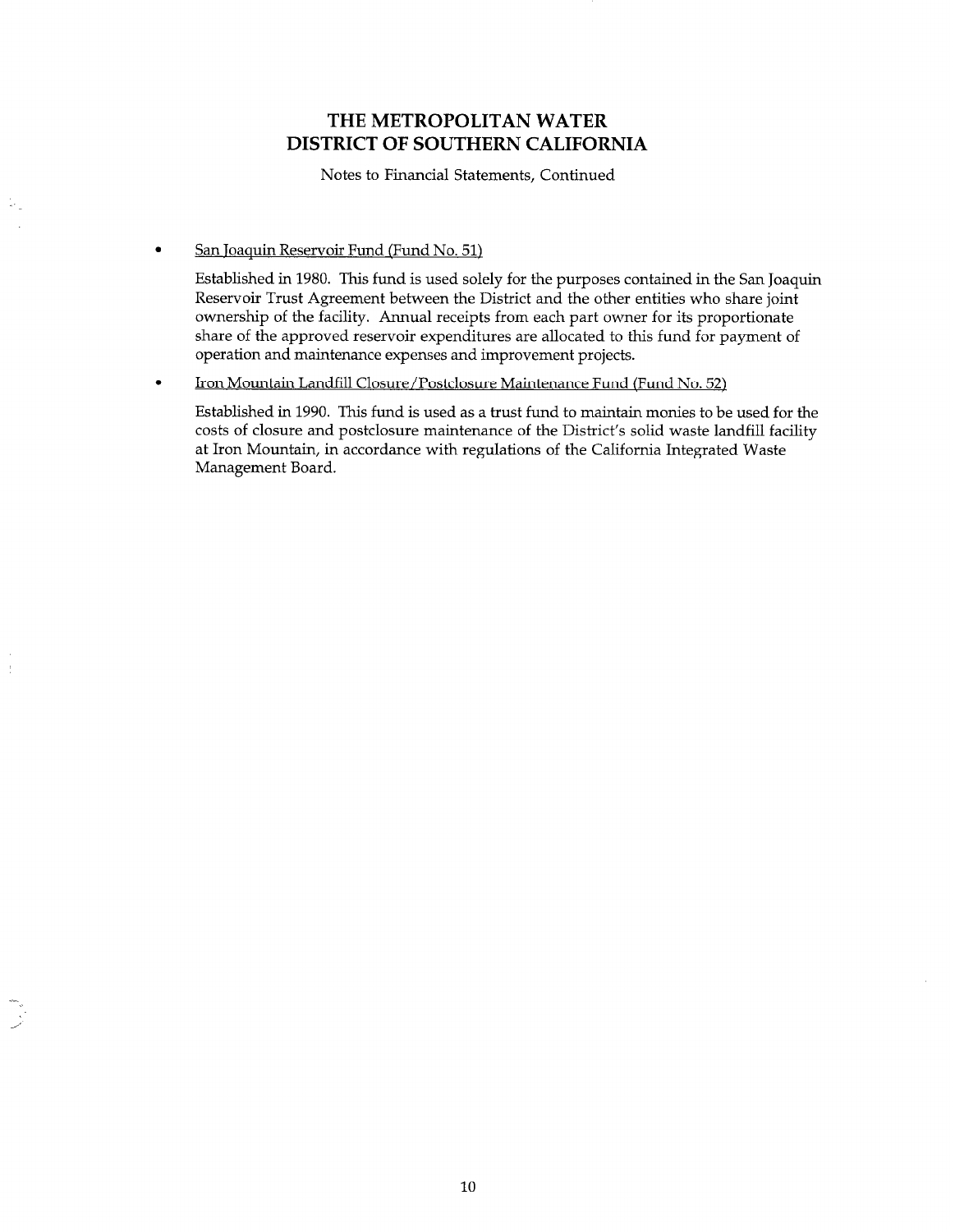# THE METROPOLITAN WATER DISTRICT OF SOUTHERN CALIFORNIA

Notes to Financial Statements, Continued

- San Joaquin Reservoir Fund (Fund No. 51)

  Established in 1980. This fund is used solely for the purposes contained in the San Joaquin Reservoir Trust Agreement between the District and the other entities who share joint ownership of the facility. Annual receipts from each part owner for its proportionate share of the approved reservoir expenditures are allocated to this fund for payment of operation and maintenance expenses and improvement projects.

- Iron Mountain Landfill Closure/Postclosure Maintenance Fund (Fund No. 52)

  Established in 1990. This fund is used as a trust fund to maintain monies to be used for the costs of closure and postclosure maintenance of the District's solid waste landfill facility at Iron Mountain, in accordance with regulations of the California Integrated Waste Management Board.